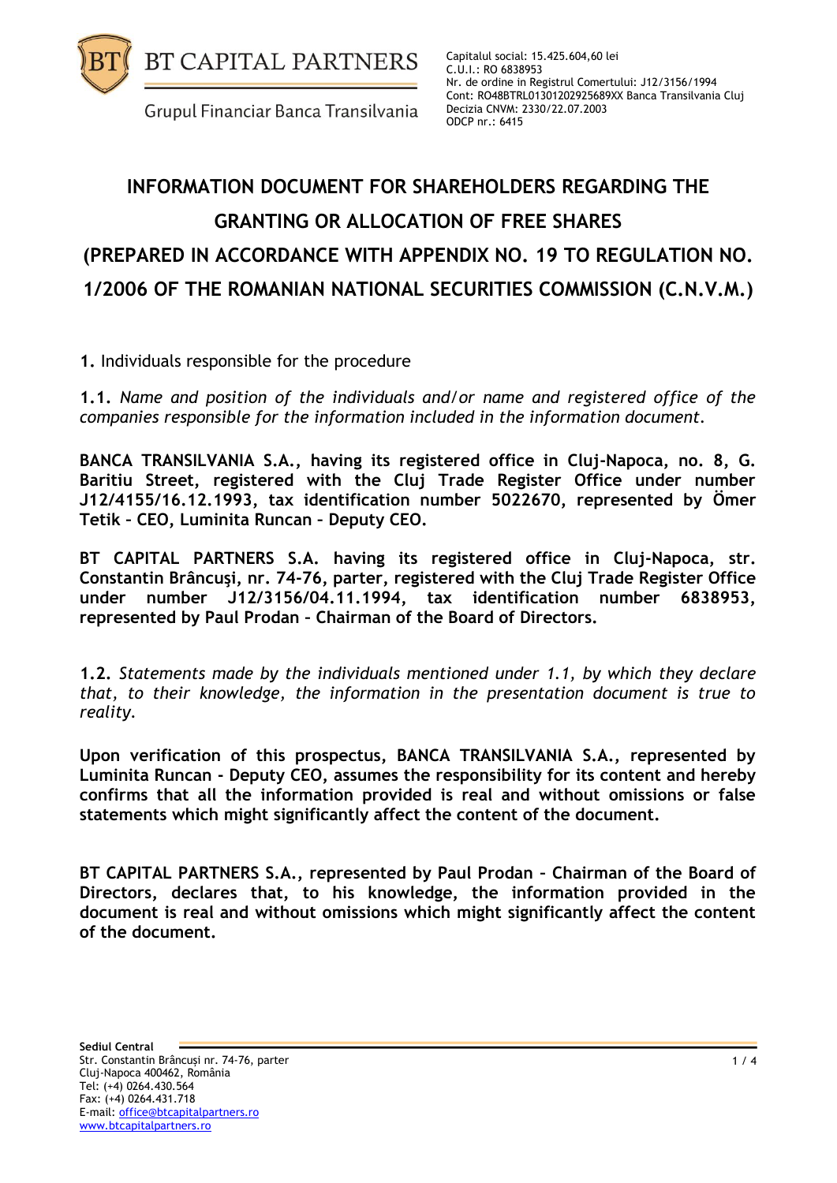BT CAPITAL PARTNERS

Grupul Financiar Banca Transilvania

Capitalul social: 15.425.604,60 lei
C.U.I.: RO 6838953
Nr. de ordine in Registrul Comertului: J12/3156/1994
Cont: RO48BTRL01301202925689XX Banca Transilvania Cluj
Decizia CNVM: 2330/22.07.2003
ODCP nr.: 6415

# INFORMATION DOCUMENT FOR SHAREHOLDERS REGARDING THE GRANTING OR ALLOCATION OF FREE SHARES (PREPARED IN ACCORDANCE WITH APPENDIX NO. 19 TO REGULATION NO. 1/2006 OF THE ROMANIAN NATIONAL SECURITIES COMMISSION (C.N.V.M.)

**1.** Individuals responsible for the procedure

**1.1.** *Name and position of the individuals and/or name and registered office of the companies responsible for the information included in the information document.*

**BANCA TRANSILVANIA S.A., having its registered office in Cluj-Napoca, no. 8, G. Baritiu Street, registered with the Cluj Trade Register Office under number J12/4155/16.12.1993, tax identification number 5022670, represented by Ömer Tetik – CEO, Luminita Runcan – Deputy CEO.**

**BT CAPITAL PARTNERS S.A. having its registered office in Cluj-Napoca, str. Constantin Brâncuşi, nr. 74-76, parter, registered with the Cluj Trade Register Office under number J12/3156/04.11.1994, tax identification number 6838953, represented by Paul Prodan – Chairman of the Board of Directors.**

**1.2.** *Statements made by the individuals mentioned under 1.1, by which they declare that, to their knowledge, the information in the presentation document is true to reality.*

**Upon verification of this prospectus, BANCA TRANSILVANIA S.A., represented by Luminita Runcan - Deputy CEO, assumes the responsibility for its content and hereby confirms that all the information provided is real and without omissions or false statements which might significantly affect the content of the document.**

**BT CAPITAL PARTNERS S.A., represented by Paul Prodan – Chairman of the Board of Directors, declares that, to his knowledge, the information provided in the document is real and without omissions which might significantly affect the content of the document.**

**Sediul Central**
Str. Constantin Brâncuşi nr. 74-76, parter
Cluj-Napoca 400462, România
Tel: (+4) 0264.430.564
Fax: (+4) 0264.431.718
E-mail: office@btcapitalpartners.ro
www.btcapitalpartners.ro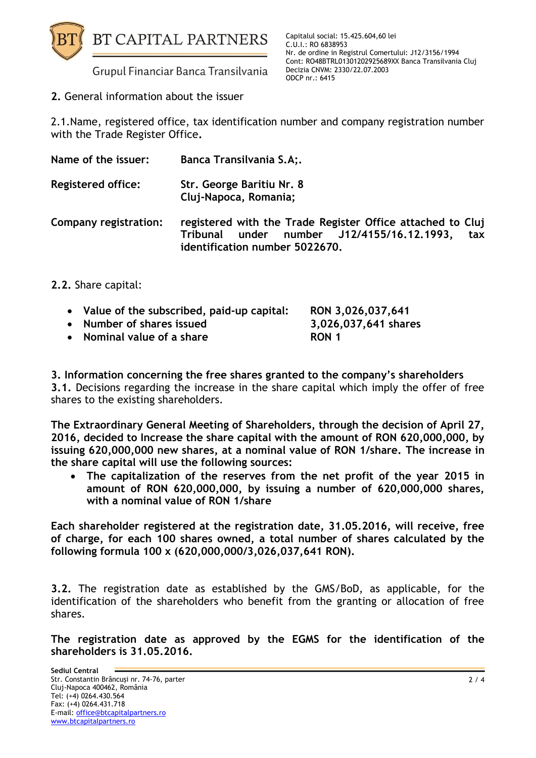**2.** General information about the issuer

2.1.Name, registered office, tax identification number and company registration number with the Trade Register Office**.**

| | |
|---|---|
| **Name of the issuer:** | **Banca Transilvania S.A;.** |
| **Registered office:** | **Str. George Baritiu Nr. 8<br>Cluj-Napoca, Romania;** |
| **Company registration:** | **registered with the Trade Register Office attached to Cluj Tribunal under number J12/4155/16.12.1993, tax identification number 5022670.** |

**2.2.** Share capital:

- **Value of the subscribed, paid-up capital:** **RON 3,026,037,641**
- **Number of shares issued** **3,026,037,641 shares**
- **Nominal value of a share** **RON 1**

**3. Information concerning the free shares granted to the company's shareholders**
**3.1.** Decisions regarding the increase in the share capital which imply the offer of free shares to the existing shareholders.

**The Extraordinary General Meeting of Shareholders, through the decision of April 27, 2016, decided to Increase the share capital with the amount of RON 620,000,000, by issuing 620,000,000 new shares, at a nominal value of RON 1/share. The increase in the share capital will use the following sources:**

- **The capitalization of the reserves from the net profit of the year 2015 in amount of RON 620,000,000, by issuing a number of 620,000,000 shares, with a nominal value of RON 1/share**

**Each shareholder registered at the registration date, 31.05.2016, will receive, free of charge, for each 100 shares owned, a total number of shares calculated by the following formula 100 x (620,000,000/3,026,037,641 RON).**

**3.2.** The registration date as established by the GMS/BoD, as applicable, for the identification of the shareholders who benefit from the granting or allocation of free shares.

**The registration date as approved by the EGMS for the identification of the shareholders is 31.05.2016.**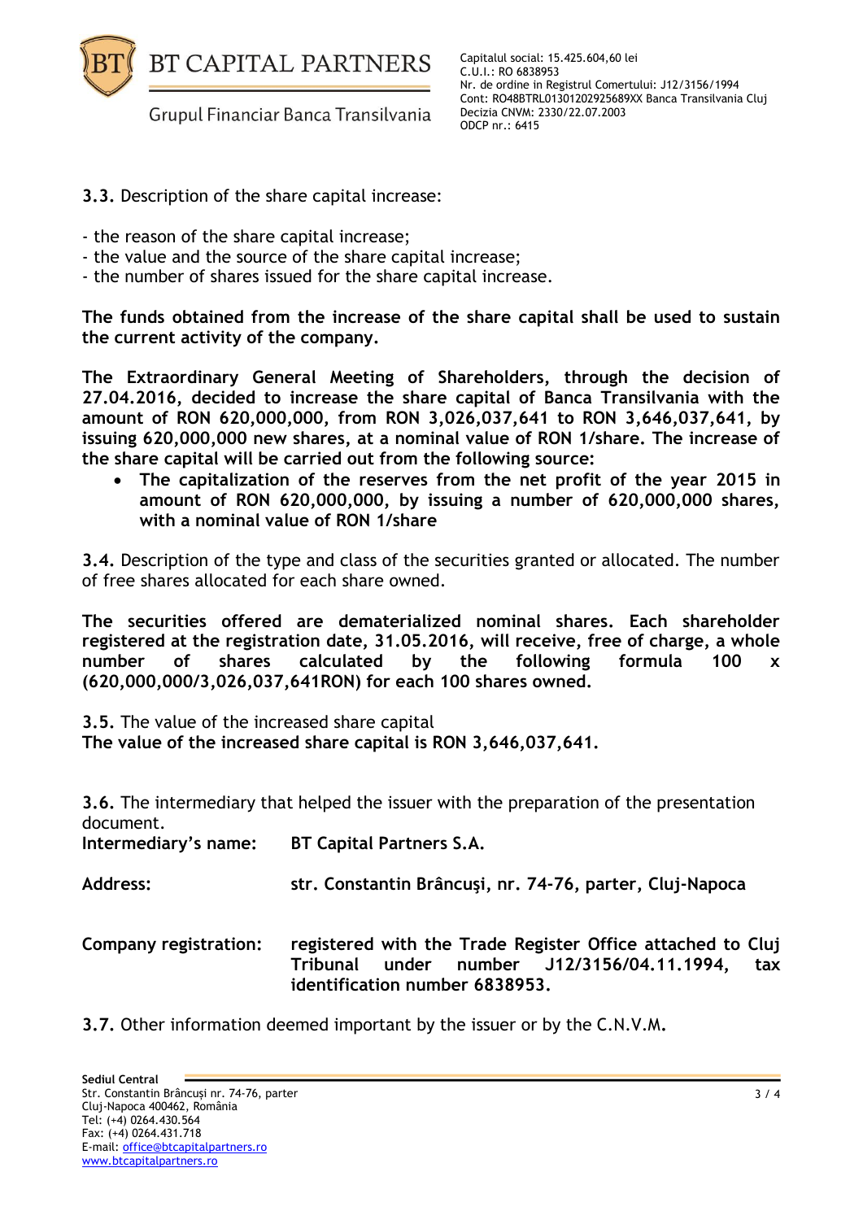**3.3.** Description of the share capital increase:

- the reason of the share capital increase;
- the value and the source of the share capital increase;
- the number of shares issued for the share capital increase.

**The funds obtained from the increase of the share capital shall be used to sustain the current activity of the company.**

**The Extraordinary General Meeting of Shareholders, through the decision of 27.04.2016, decided to increase the share capital of Banca Transilvania with the amount of RON 620,000,000, from RON 3,026,037,641 to RON 3,646,037,641, by issuing 620,000,000 new shares, at a nominal value of RON 1/share. The increase of the share capital will be carried out from the following source:**

- **The capitalization of the reserves from the net profit of the year 2015 in amount of RON 620,000,000, by issuing a number of 620,000,000 shares, with a nominal value of RON 1/share**

**3.4.** Description of the type and class of the securities granted or allocated. The number of free shares allocated for each share owned.

**The securities offered are dematerialized nominal shares. Each shareholder registered at the registration date, 31.05.2016, will receive, free of charge, a whole number of shares calculated by the following formula 100 x (620,000,000/3,026,037,641RON) for each 100 shares owned.**

**3.5.** The value of the increased share capital
**The value of the increased share capital is RON 3,646,037,641.**

**3.6.** The intermediary that helped the issuer with the preparation of the presentation document.

| | |
|---|---|
| **Intermediary's name:** | **BT Capital Partners S.A.** |
| **Address:** | **str. Constantin Brâncuşi, nr. 74-76, parter, Cluj-Napoca** |
| **Company registration:** | **registered with the Trade Register Office attached to Cluj Tribunal under number J12/3156/04.11.1994, tax identification number 6838953.** |

**3.7.** Other information deemed important by the issuer or by the C.N.V.M.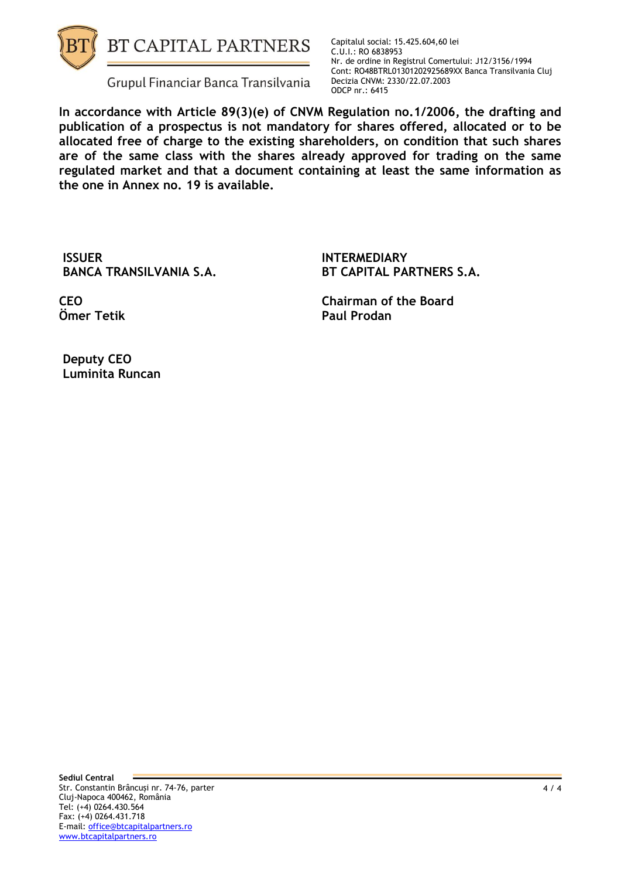**In accordance with Article 89(3)(e) of CNVM Regulation no.1/2006, the drafting and publication of a prospectus is not mandatory for shares offered, allocated or to be allocated free of charge to the existing shareholders, on condition that such shares are of the same class with the shares already approved for trading on the same regulated market and that a document containing at least the same information as the one in Annex no. 19 is available.**

**ISSUER**
**BANCA TRANSILVANIA S.A.**

**CEO**
**Ömer Tetik**

**Deputy CEO**
**Luminita Runcan**

**INTERMEDIARY**
**BT CAPITAL PARTNERS S.A.**

**Chairman of the Board**
**Paul Prodan**